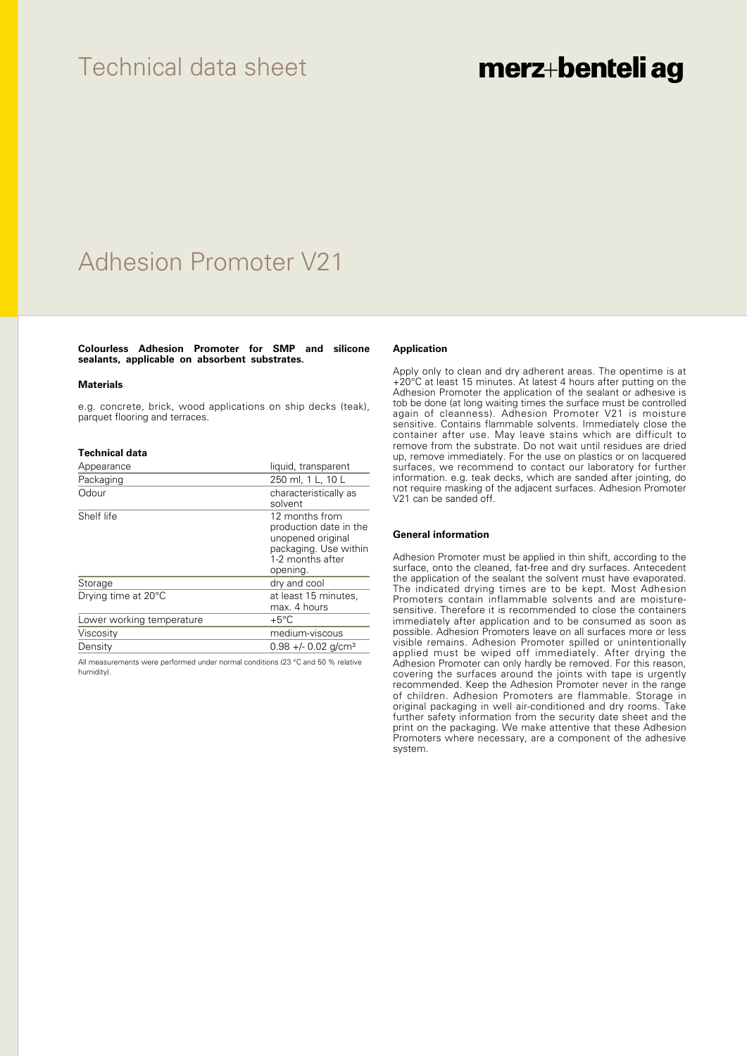# Technical data sheet

merz+benteli ag

# Adhesion Promoter V21

**Colourless Adhesion Promoter for SMP and silicone sealants, applicable on absorbent substrates.**

### Materials

e.g. concrete, brick, wood applications on ship decks (teak), parquet flooring and terraces.

### Technical data

| Appearance | liquid, transparent |
|---|---|
| Packaging | 250 ml, 1 L, 10 L |
| Odour | characteristically as solvent |
| Shelf life | 12 months from production date in the unopened original packaging. Use within 1-2 months after opening. |
| Storage | dry and cool |
| Drying time at 20°C | at least 15 minutes, max. 4 hours |
| Lower working temperature | +5°C |
| Viscosity | medium-viscous |
| Density | 0.98 +/- 0.02 g/cm³ |

All measurements were performed under normal conditions (23 °C and 50 % relative humidity).

### Application

Apply only to clean and dry adherent areas. The opentime is at +20°C at least 15 minutes. At latest 4 hours after putting on the Adhesion Promoter the application of the sealant or adhesive is tob be done (at long waiting times the surface must be controlled again of cleanness). Adhesion Promoter V21 is moisture sensitive. Contains flammable solvents. Immediately close the container after use. May leave stains which are difficult to remove from the substrate. Do not wait until residues are dried up, remove immediately. For the use on plastics or on lacquered surfaces, we recommend to contact our laboratory for further information. e.g. teak decks, which are sanded after jointing, do not require masking of the adjacent surfaces. Adhesion Promoter V21 can be sanded off.

### General information

Adhesion Promoter must be applied in thin shift, according to the surface, onto the cleaned, fat-free and dry surfaces. Antecedent the application of the sealant the solvent must have evaporated. The indicated drying times are to be kept. Most Adhesion Promoters contain inflammable solvents and are moisture-sensitive. Therefore it is recommended to close the containers immediately after application and to be consumed as soon as possible. Adhesion Promoters leave on all surfaces more or less visible remains. Adhesion Promoter spilled or unintentionally applied must be wiped off immediately. After drying the Adhesion Promoter can only hardly be removed. For this reason, covering the surfaces around the joints with tape is urgently recommended. Keep the Adhesion Promoter never in the range of children. Adhesion Promoters are flammable. Storage in original packaging in well air-conditioned and dry rooms. Take further safety information from the security date sheet and the print on the packaging. We make attentive that these Adhesion Promoters where necessary, are a component of the adhesive system.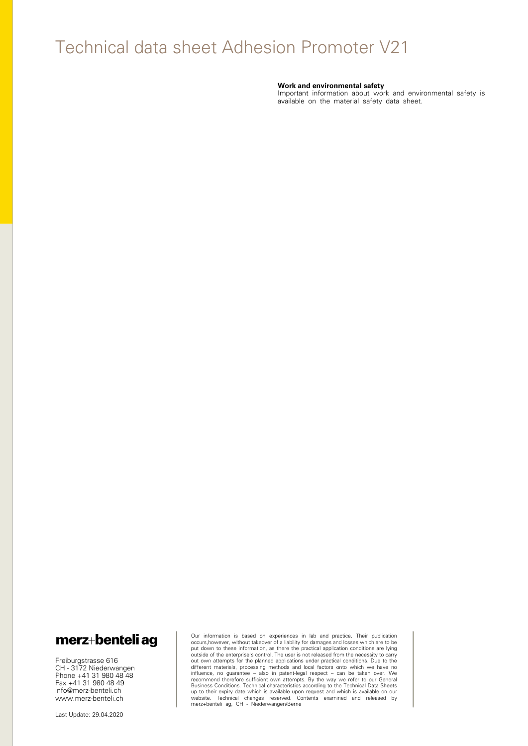**Work and environmental safety**
Important information about work and environmental safety is available on the material safety data sheet.

**merz+benteli ag**

Freiburgstrasse 616
CH - 3172 Niederwangen
Phone +41 31 980 48 48
Fax +41 31 980 48 49
info@merz-benteli.ch
www.merz-benteli.ch

Our information is based on experiences in lab and practice. Their publication occurs,however, without takeover of a liability for damages and losses which are to be put down to these information, as there the practical application conditions are lying outside of the enterprise's control. The user is not released from the necessity to carry out own attempts for the planned applications under practical conditions. Due to the different materials, processing methods and local factors onto which we have no influence, no guarantee – also in patent-legal respect – can be taken over. We recommend therefore sufficient own attempts. By the way we refer to our General Business Conditions. Technical characteristics according to the Technical Data Sheets up to their expiry date which is available upon request and which is available on our website. Technical changes reserved. Contents examined and released by merz+benteli ag, CH - Niederwangen/Berne

Last Update: 29.04.2020